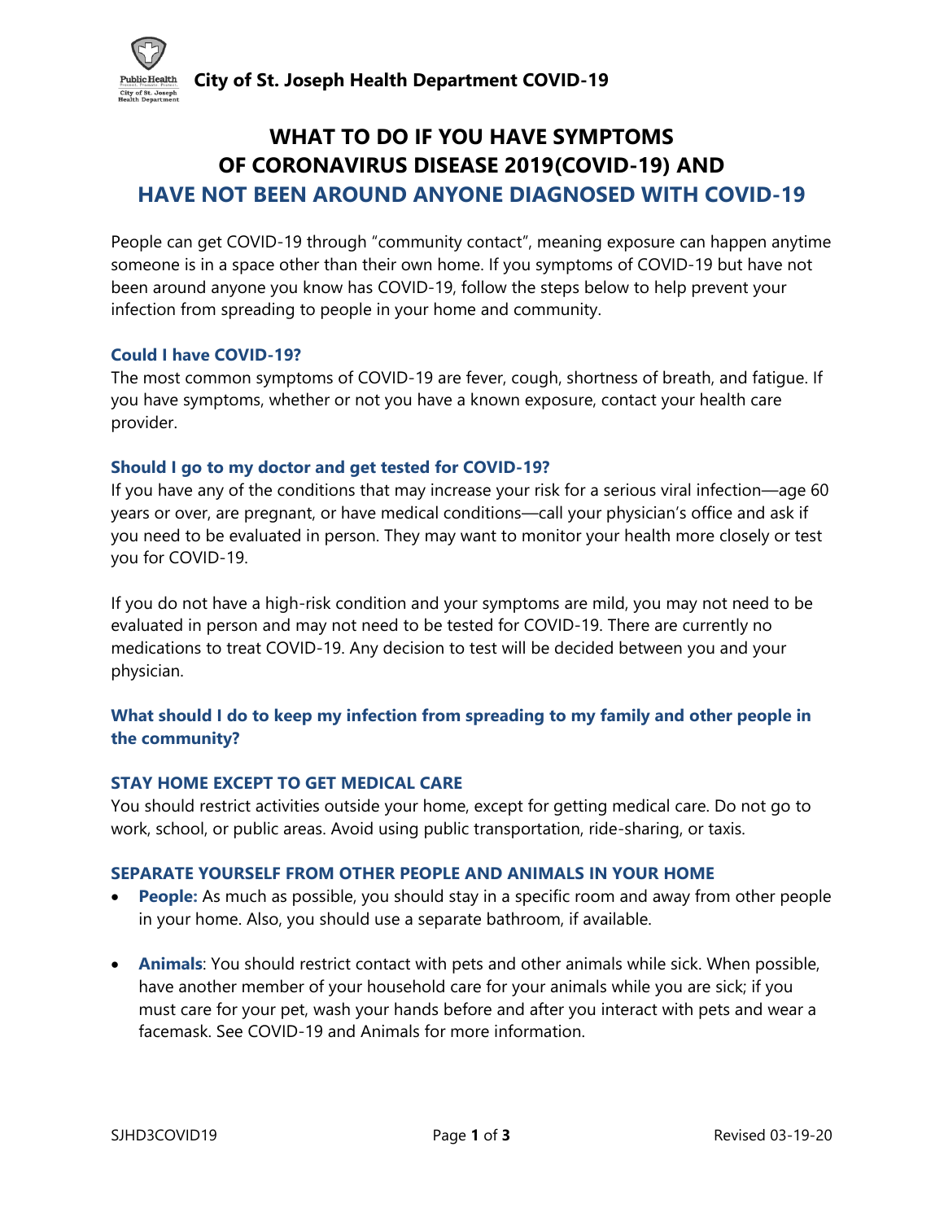**City of St. Joseph Health Department COVID-19**

# WHAT TO DO IF YOU HAVE SYMPTOMS OF CORONAVIRUS DISEASE 2019(COVID-19) AND HAVE NOT BEEN AROUND ANYONE DIAGNOSED WITH COVID-19

People can get COVID-19 through "community contact", meaning exposure can happen anytime someone is in a space other than their own home. If you symptoms of COVID-19 but have not been around anyone you know has COVID-19, follow the steps below to help prevent your infection from spreading to people in your home and community.

### Could I have COVID-19?

The most common symptoms of COVID-19 are fever, cough, shortness of breath, and fatigue. If you have symptoms, whether or not you have a known exposure, contact your health care provider.

### Should I go to my doctor and get tested for COVID-19?

If you have any of the conditions that may increase your risk for a serious viral infection—age 60 years or over, are pregnant, or have medical conditions—call your physician's office and ask if you need to be evaluated in person. They may want to monitor your health more closely or test you for COVID-19.

If you do not have a high-risk condition and your symptoms are mild, you may not need to be evaluated in person and may not need to be tested for COVID-19. There are currently no medications to treat COVID-19. Any decision to test will be decided between you and your physician.

### What should I do to keep my infection from spreading to my family and other people in the community?

#### STAY HOME EXCEPT TO GET MEDICAL CARE

You should restrict activities outside your home, except for getting medical care. Do not go to work, school, or public areas. Avoid using public transportation, ride-sharing, or taxis.

#### SEPARATE YOURSELF FROM OTHER PEOPLE AND ANIMALS IN YOUR HOME

- **People:** As much as possible, you should stay in a specific room and away from other people in your home. Also, you should use a separate bathroom, if available.

- **Animals**: You should restrict contact with pets and other animals while sick. When possible, have another member of your household care for your animals while you are sick; if you must care for your pet, wash your hands before and after you interact with pets and wear a facemask. See COVID-19 and Animals for more information.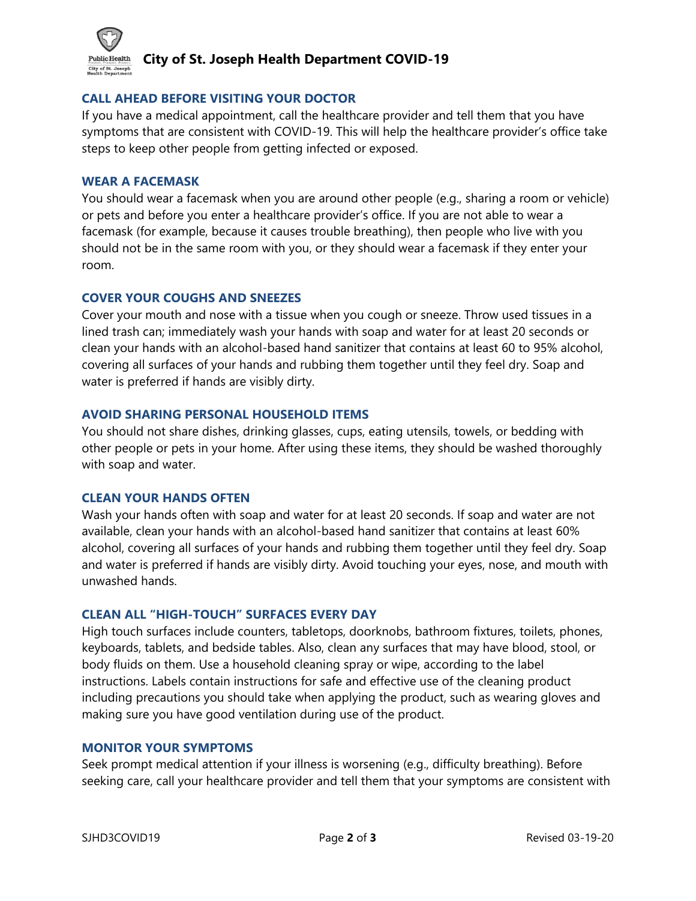### CALL AHEAD BEFORE VISITING YOUR DOCTOR

If you have a medical appointment, call the healthcare provider and tell them that you have symptoms that are consistent with COVID-19. This will help the healthcare provider's office take steps to keep other people from getting infected or exposed.

### WEAR A FACEMASK

You should wear a facemask when you are around other people (e.g., sharing a room or vehicle) or pets and before you enter a healthcare provider's office. If you are not able to wear a facemask (for example, because it causes trouble breathing), then people who live with you should not be in the same room with you, or they should wear a facemask if they enter your room.

### COVER YOUR COUGHS AND SNEEZES

Cover your mouth and nose with a tissue when you cough or sneeze. Throw used tissues in a lined trash can; immediately wash your hands with soap and water for at least 20 seconds or clean your hands with an alcohol-based hand sanitizer that contains at least 60 to 95% alcohol, covering all surfaces of your hands and rubbing them together until they feel dry. Soap and water is preferred if hands are visibly dirty.

### AVOID SHARING PERSONAL HOUSEHOLD ITEMS

You should not share dishes, drinking glasses, cups, eating utensils, towels, or bedding with other people or pets in your home. After using these items, they should be washed thoroughly with soap and water.

### CLEAN YOUR HANDS OFTEN

Wash your hands often with soap and water for at least 20 seconds. If soap and water are not available, clean your hands with an alcohol-based hand sanitizer that contains at least 60% alcohol, covering all surfaces of your hands and rubbing them together until they feel dry. Soap and water is preferred if hands are visibly dirty. Avoid touching your eyes, nose, and mouth with unwashed hands.

### CLEAN ALL "HIGH-TOUCH" SURFACES EVERY DAY

High touch surfaces include counters, tabletops, doorknobs, bathroom fixtures, toilets, phones, keyboards, tablets, and bedside tables. Also, clean any surfaces that may have blood, stool, or body fluids on them. Use a household cleaning spray or wipe, according to the label instructions. Labels contain instructions for safe and effective use of the cleaning product including precautions you should take when applying the product, such as wearing gloves and making sure you have good ventilation during use of the product.

### MONITOR YOUR SYMPTOMS

Seek prompt medical attention if your illness is worsening (e.g., difficulty breathing). Before seeking care, call your healthcare provider and tell them that your symptoms are consistent with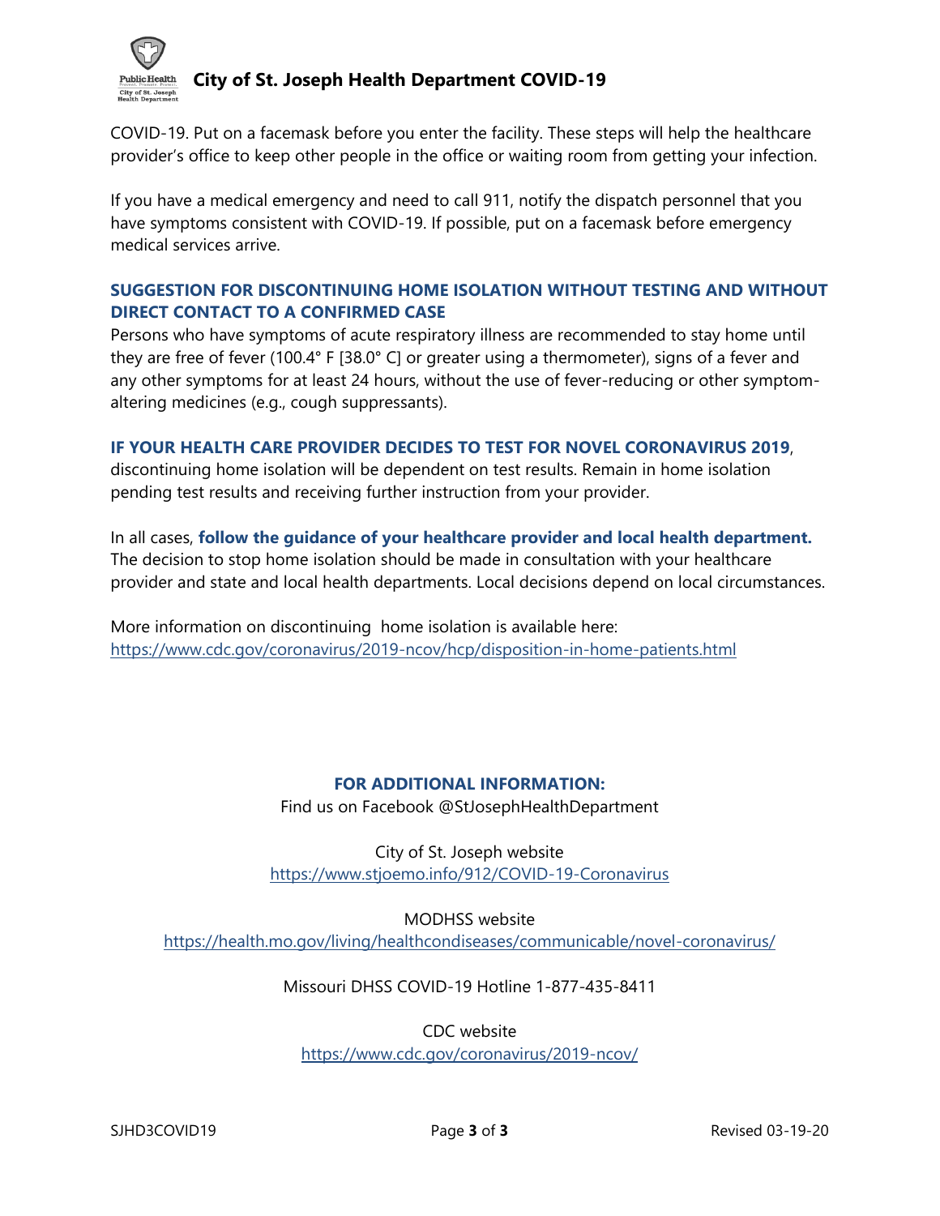COVID-19. Put on a facemask before you enter the facility. These steps will help the healthcare provider's office to keep other people in the office or waiting room from getting your infection.

If you have a medical emergency and need to call 911, notify the dispatch personnel that you have symptoms consistent with COVID-19. If possible, put on a facemask before emergency medical services arrive.

## SUGGESTION FOR DISCONTINUING HOME ISOLATION WITHOUT TESTING AND WITHOUT DIRECT CONTACT TO A CONFIRMED CASE

Persons who have symptoms of acute respiratory illness are recommended to stay home until they are free of fever (100.4° F [38.0° C] or greater using a thermometer), signs of a fever and any other symptoms for at least 24 hours, without the use of fever-reducing or other symptom-altering medicines (e.g., cough suppressants).

**IF YOUR HEALTH CARE PROVIDER DECIDES TO TEST FOR NOVEL CORONAVIRUS 2019**, discontinuing home isolation will be dependent on test results. Remain in home isolation pending test results and receiving further instruction from your provider.

In all cases, **follow the guidance of your healthcare provider and local health department.** The decision to stop home isolation should be made in consultation with your healthcare provider and state and local health departments. Local decisions depend on local circumstances.

More information on discontinuing home isolation is available here:
https://www.cdc.gov/coronavirus/2019-ncov/hcp/disposition-in-home-patients.html

## FOR ADDITIONAL INFORMATION:

Find us on Facebook @StJosephHealthDepartment

City of St. Joseph website
https://www.stjoemo.info/912/COVID-19-Coronavirus

MODHSS website
https://health.mo.gov/living/healthcondiseases/communicable/novel-coronavirus/

Missouri DHSS COVID-19 Hotline 1-877-435-8411

CDC website
https://www.cdc.gov/coronavirus/2019-ncov/

SJHD3COVID19 Revised 03-19-20